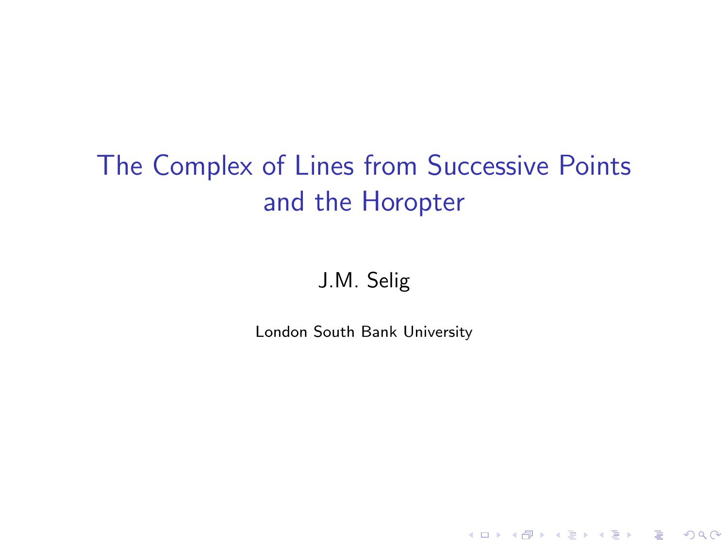# The Complex of Lines from Successive Points and the Horopter

J.M. Selig

London South Bank University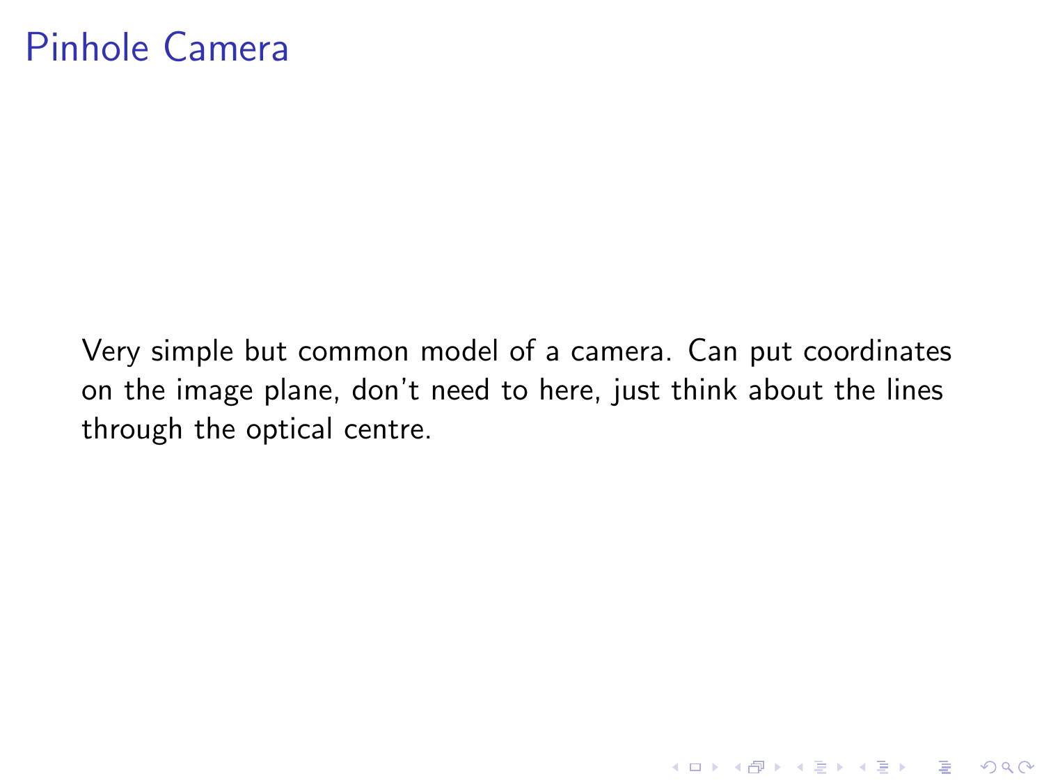# Pinhole Camera

Very simple but common model of a camera. Can put coordinates on the image plane, don't need to here, just think about the lines through the optical centre.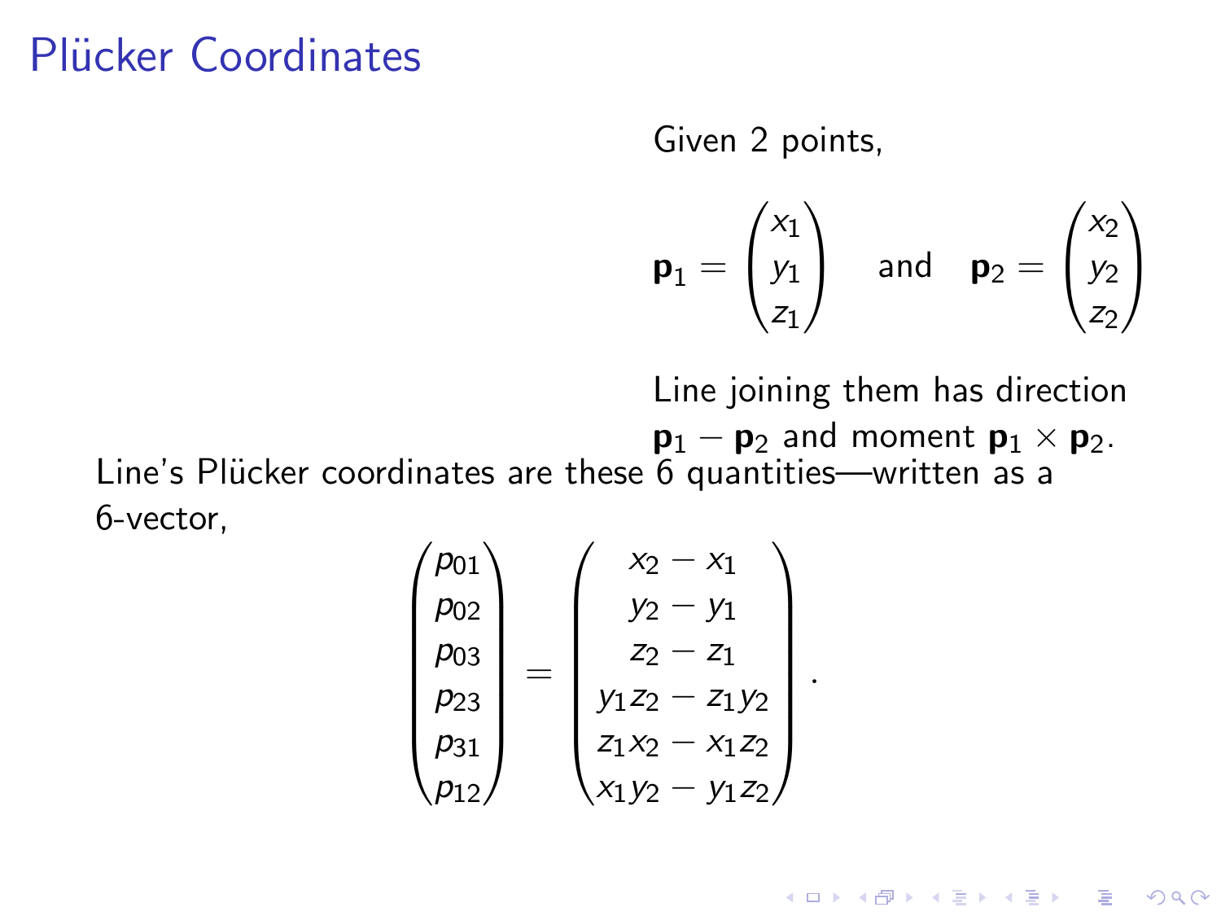# Plücker Coordinates

Given 2 points,

$$\mathbf{p}_1 = \begin{pmatrix} x_1 \\ y_1 \\ z_1 \end{pmatrix} \quad \text{and} \quad \mathbf{p}_2 = \begin{pmatrix} x_2 \\ y_2 \\ z_2 \end{pmatrix}$$

Line joining them has direction $\mathbf{p}_1 - \mathbf{p}_2$ and moment $\mathbf{p}_1 \times \mathbf{p}_2$.

Line's Plücker coordinates are these 6 quantities—written as a 6-vector,

$$\begin{pmatrix} p_{01} \\ p_{02} \\ p_{03} \\ p_{23} \\ p_{31} \\ p_{12} \end{pmatrix} = \begin{pmatrix} x_2 - x_1 \\ y_2 - y_1 \\ z_2 - z_1 \\ y_1 z_2 - z_1 y_2 \\ z_1 x_2 - x_1 z_2 \\ x_1 y_2 - y_1 z_2 \end{pmatrix}.$$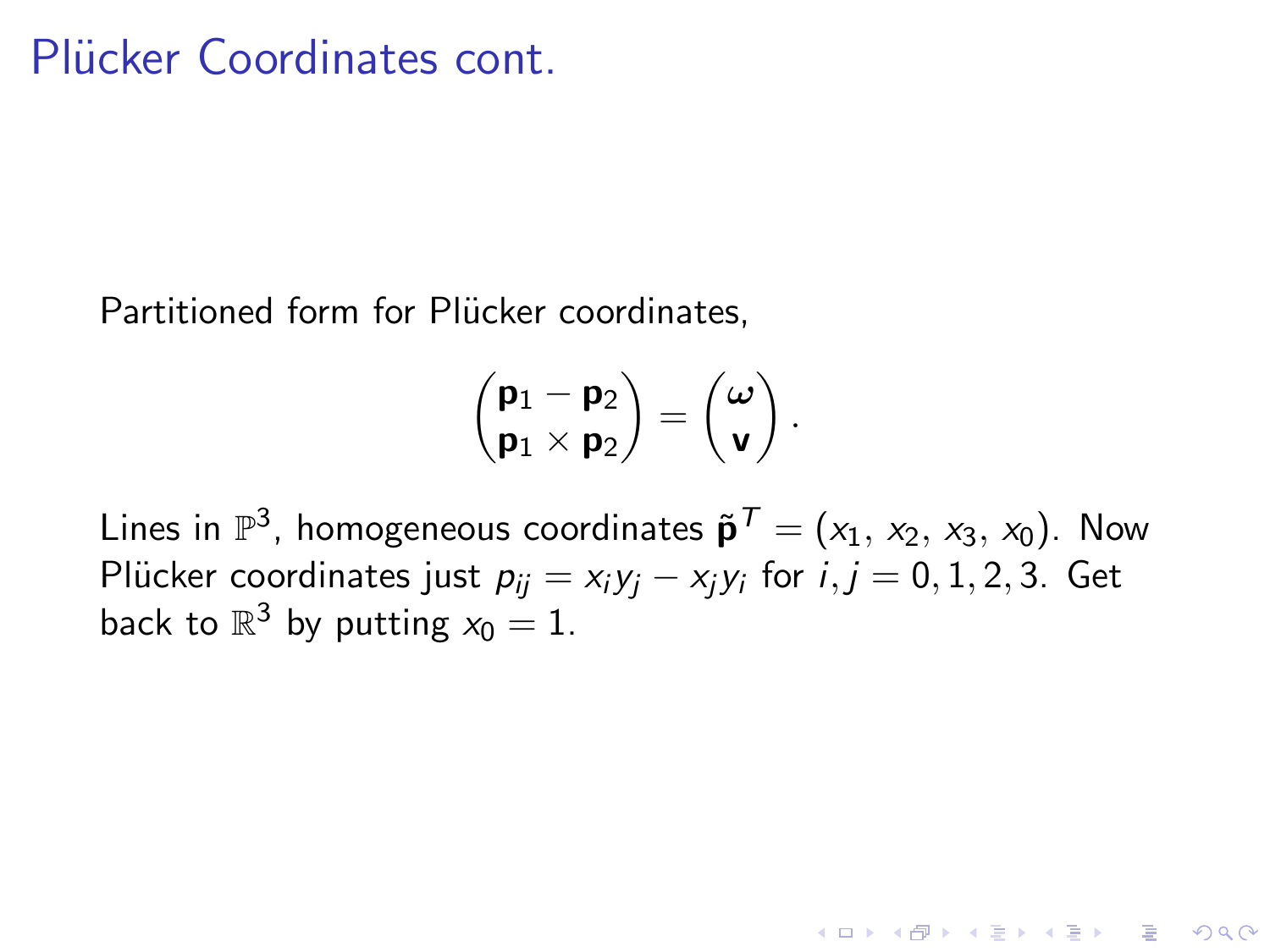# Plücker Coordinates cont.

Partitioned form for Plücker coordinates,

$$\begin{pmatrix} \mathbf{p}_1 - \mathbf{p}_2 \\ \mathbf{p}_1 \times \mathbf{p}_2 \end{pmatrix} = \begin{pmatrix} \boldsymbol{\omega} \\ \mathbf{v} \end{pmatrix}.$$

Lines in $\mathbb{P}^3$, homogeneous coordinates $\tilde{\mathbf{p}}^T = (x_1, x_2, x_3, x_0)$. Now Plücker coordinates just $p_{ij} = x_i y_j - x_j y_i$ for $i, j = 0, 1, 2, 3$. Get back to $\mathbb{R}^3$ by putting $x_0 = 1$.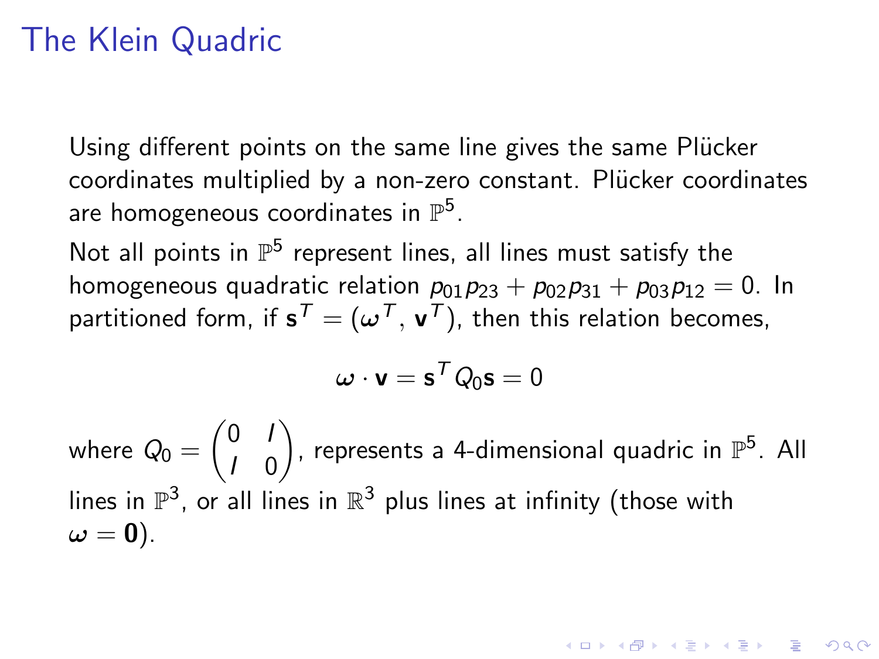# The Klein Quadric

Using different points on the same line gives the same Plücker coordinates multiplied by a non-zero constant. Plücker coordinates are homogeneous coordinates in $\mathbb{P}^5$.

Not all points in $\mathbb{P}^5$ represent lines, all lines must satisfy the homogeneous quadratic relation $p_{01}p_{23} + p_{02}p_{31} + p_{03}p_{12} = 0$. In partitioned form, if $\mathbf{s}^T = (\boldsymbol{\omega}^T, \mathbf{v}^T)$, then this relation becomes,

$$\boldsymbol{\omega} \cdot \mathbf{v} = \mathbf{s}^T Q_0 \mathbf{s} = 0$$

where $Q_0 = \begin{pmatrix} 0 & I \\ I & 0 \end{pmatrix}$, represents a 4-dimensional quadric in $\mathbb{P}^5$. All lines in $\mathbb{P}^3$, or all lines in $\mathbb{R}^3$ plus lines at infinity (those with $\boldsymbol{\omega} = \mathbf{0}$).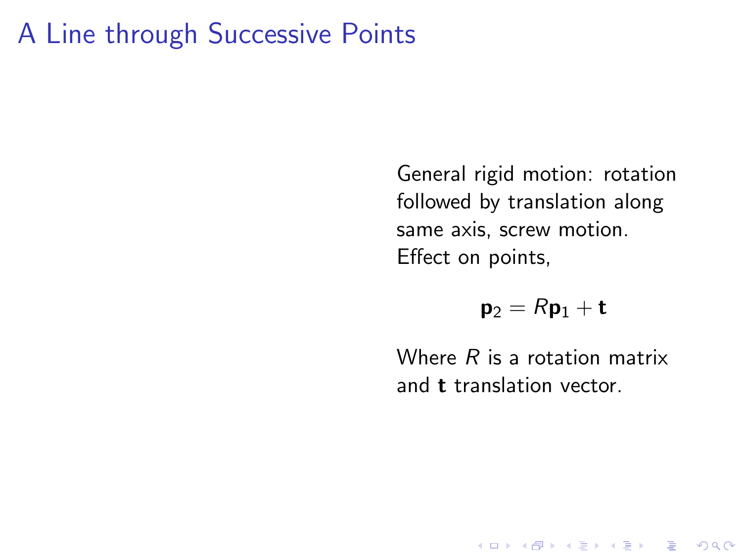# A Line through Successive Points

General rigid motion: rotation followed by translation along same axis, screw motion. Effect on points,

$$\mathbf{p}_2 = R\mathbf{p}_1 + \mathbf{t}$$

Where $R$ is a rotation matrix and $\mathbf{t}$ translation vector.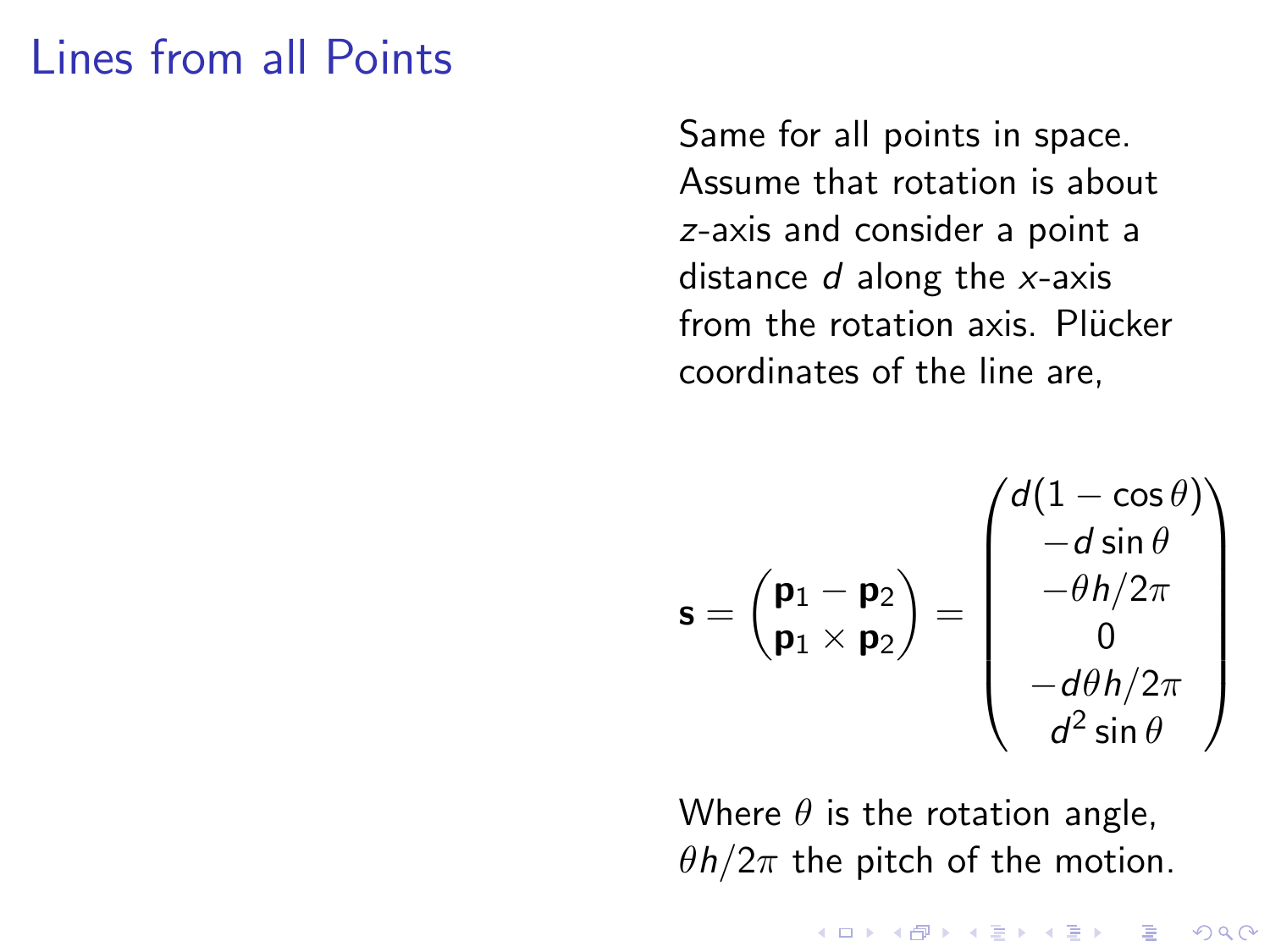# Lines from all Points

Same for all points in space. Assume that rotation is about $z$-axis and consider a point a distance $d$ along the $x$-axis from the rotation axis. Plücker coordinates of the line are,

$$
\mathbf{s} = \begin{pmatrix} \mathbf{p}_1 - \mathbf{p}_2 \\ \mathbf{p}_1 \times \mathbf{p}_2 \end{pmatrix} = \begin{pmatrix} d(1 - \cos\theta) \\ -d \sin\theta \\ -\theta h / 2\pi \\ 0 \\ -d\theta h / 2\pi \\ d^2 \sin\theta \end{pmatrix}
$$

Where $\theta$ is the rotation angle, $\theta h / 2\pi$ the pitch of the motion.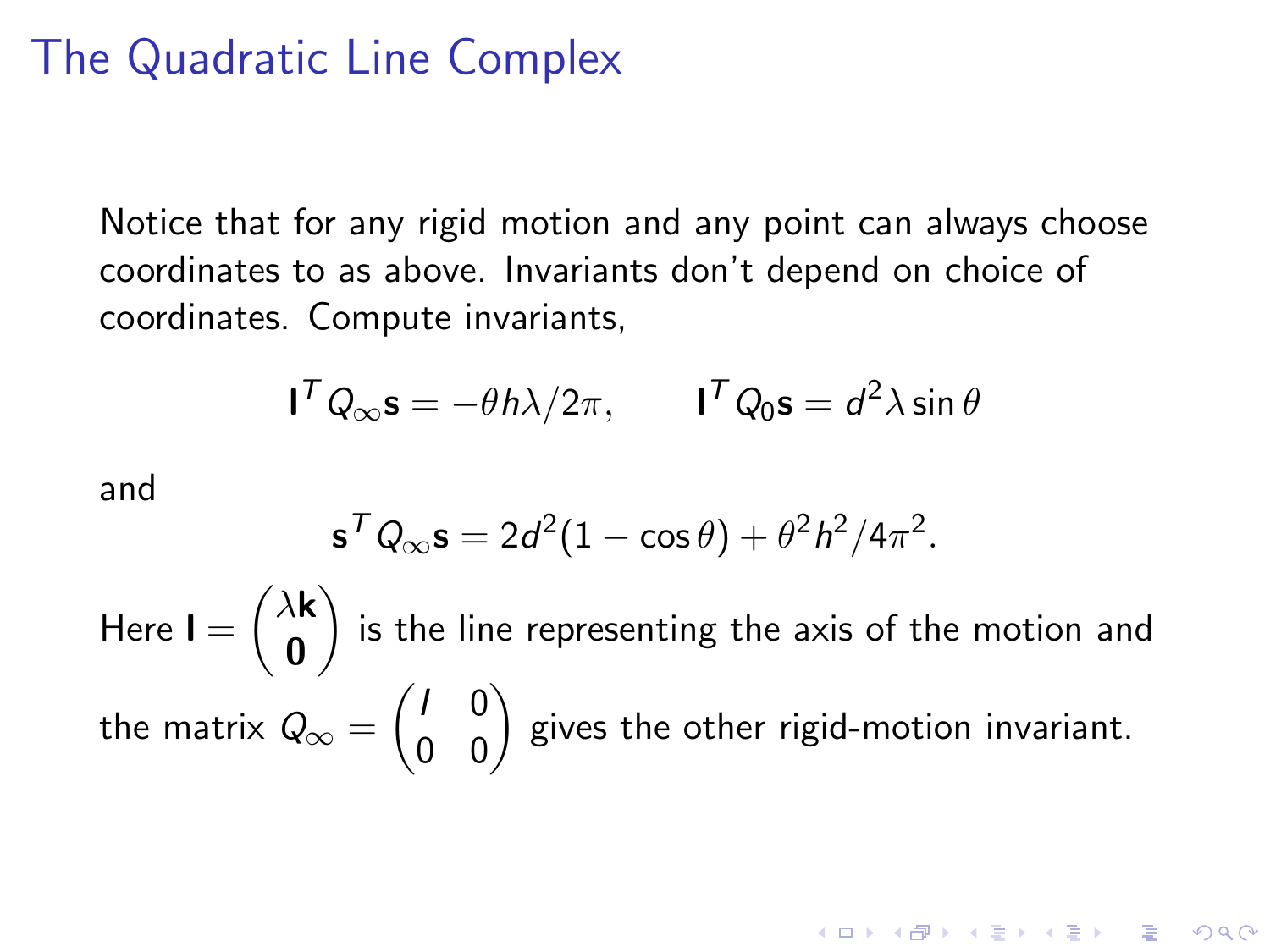# The Quadratic Line Complex

Notice that for any rigid motion and any point can always choose coordinates to as above. Invariants don't depend on choice of coordinates. Compute invariants,

$$\mathbf{l}^T Q_\infty \mathbf{s} = -\theta h \lambda / 2\pi, \qquad \mathbf{l}^T Q_0 \mathbf{s} = d^2 \lambda \sin\theta$$

and

$$\mathbf{s}^T Q_\infty \mathbf{s} = 2d^2(1 - \cos\theta) + \theta^2 h^2 / 4\pi^2.$$

Here $\mathbf{l} = \begin{pmatrix} \lambda \mathbf{k} \\ \mathbf{0} \end{pmatrix}$ is the line representing the axis of the motion and the matrix $Q_\infty = \begin{pmatrix} I & 0 \\ 0 & 0 \end{pmatrix}$ gives the other rigid-motion invariant.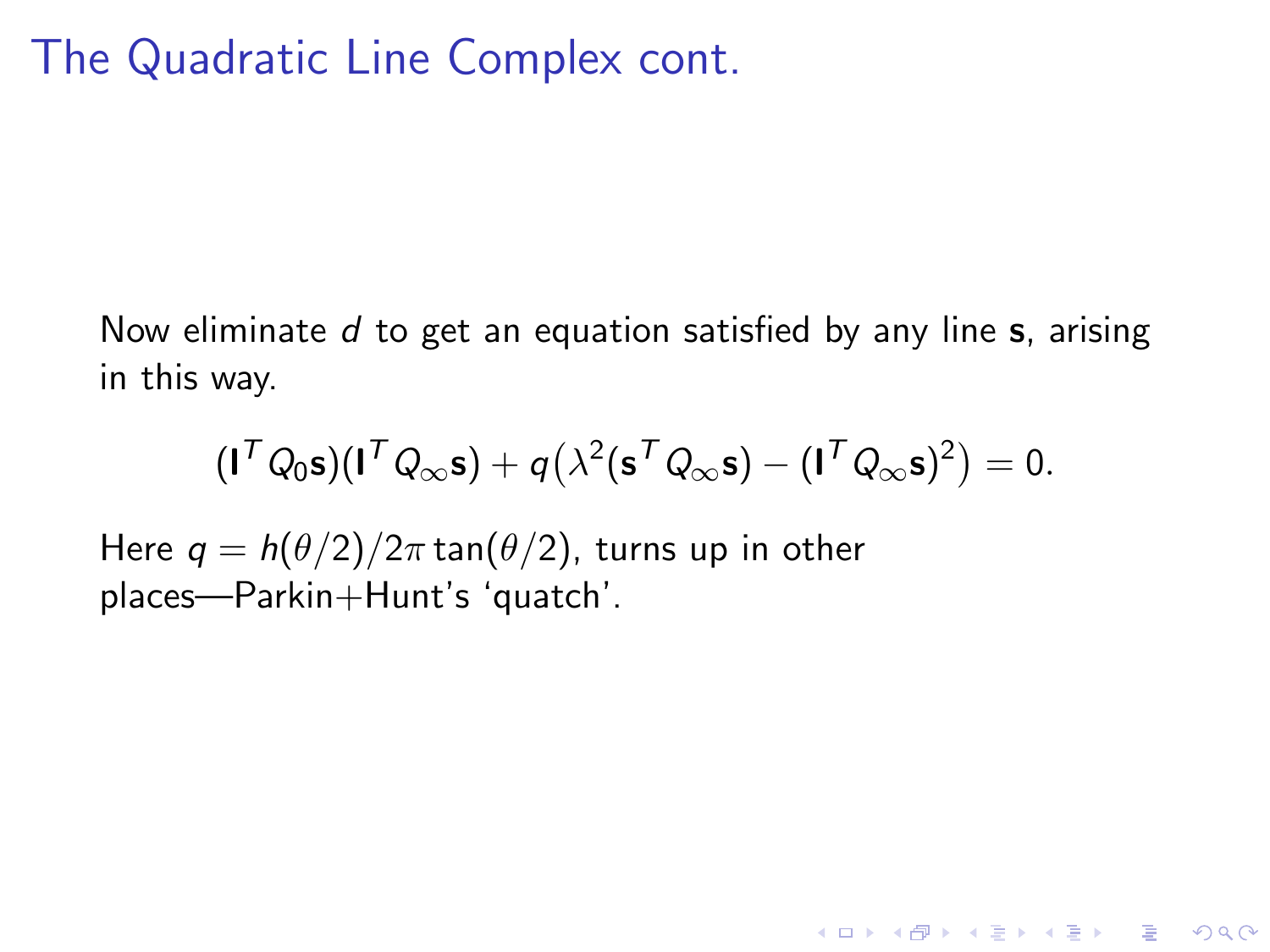# The Quadratic Line Complex cont.

Now eliminate $d$ to get an equation satisfied by any line $\mathbf{s}$, arising in this way.

$$(\mathbf{l}^T Q_0 \mathbf{s})(\mathbf{l}^T Q_\infty \mathbf{s}) + q\big(\lambda^2(\mathbf{s}^T Q_\infty \mathbf{s}) - (\mathbf{l}^T Q_\infty \mathbf{s})^2\big) = 0.$$

Here $q = h(\theta/2)/2\pi \tan(\theta/2)$, turns up in other places—Parkin+Hunt's 'quatch'.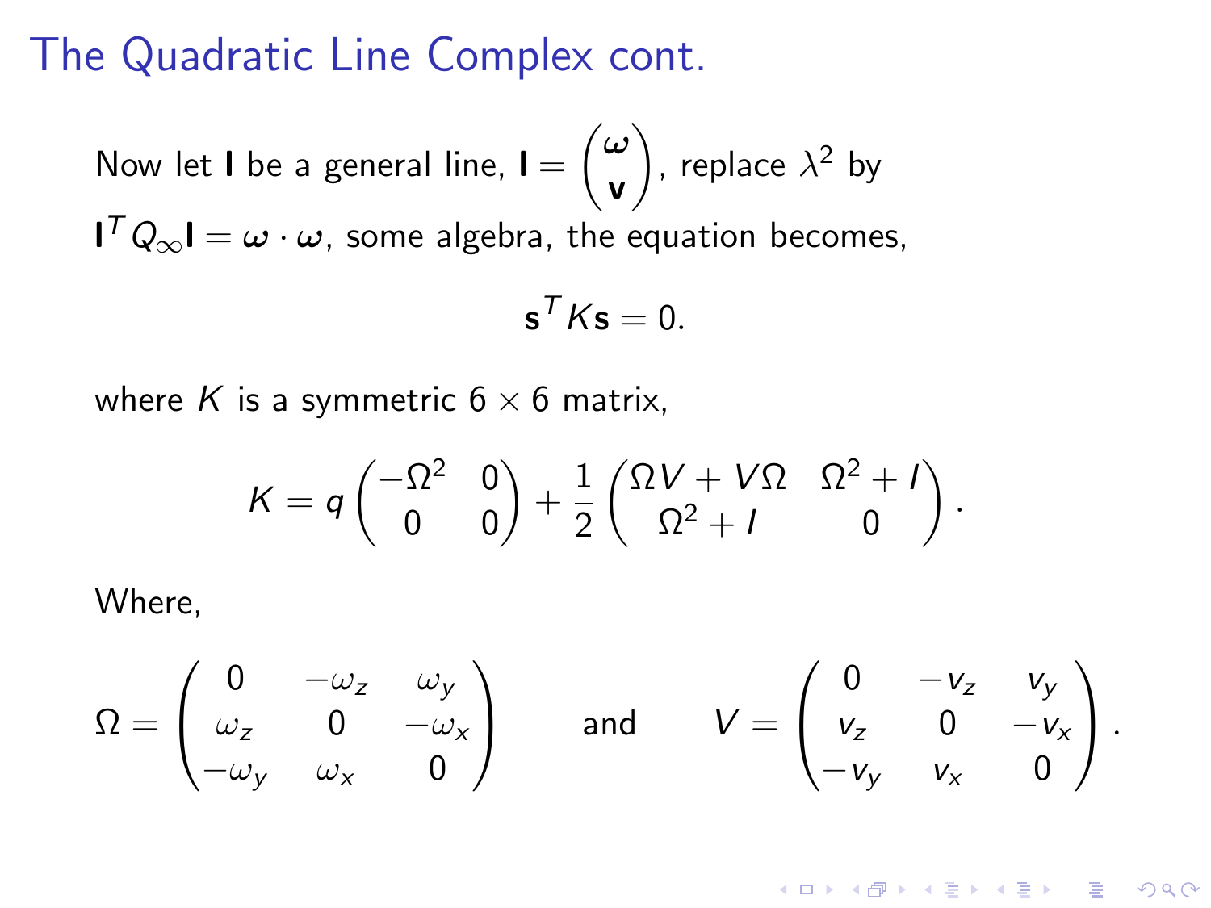# The Quadratic Line Complex cont.

Now let $\mathbf{l}$ be a general line, $\mathbf{l} = \begin{pmatrix} \boldsymbol{\omega} \\ \mathbf{v} \end{pmatrix}$, replace $\lambda^2$ by $\mathbf{l}^T Q_\infty \mathbf{l} = \boldsymbol{\omega} \cdot \boldsymbol{\omega}$, some algebra, the equation becomes,

$$\mathbf{s}^T K \mathbf{s} = 0.$$

where $K$ is a symmetric $6 \times 6$ matrix,

$$K = q \begin{pmatrix} -\Omega^2 & 0 \\ 0 & 0 \end{pmatrix} + \frac{1}{2} \begin{pmatrix} \Omega V + V\Omega & \Omega^2 + I \\ \Omega^2 + I & 0 \end{pmatrix}.$$

Where,

$$\Omega = \begin{pmatrix} 0 & -\omega_z & \omega_y \\ \omega_z & 0 & -\omega_x \\ -\omega_y & \omega_x & 0 \end{pmatrix} \qquad \text{and} \qquad V = \begin{pmatrix} 0 & -v_z & v_y \\ v_z & 0 & -v_x \\ -v_y & v_x & 0 \end{pmatrix}.$$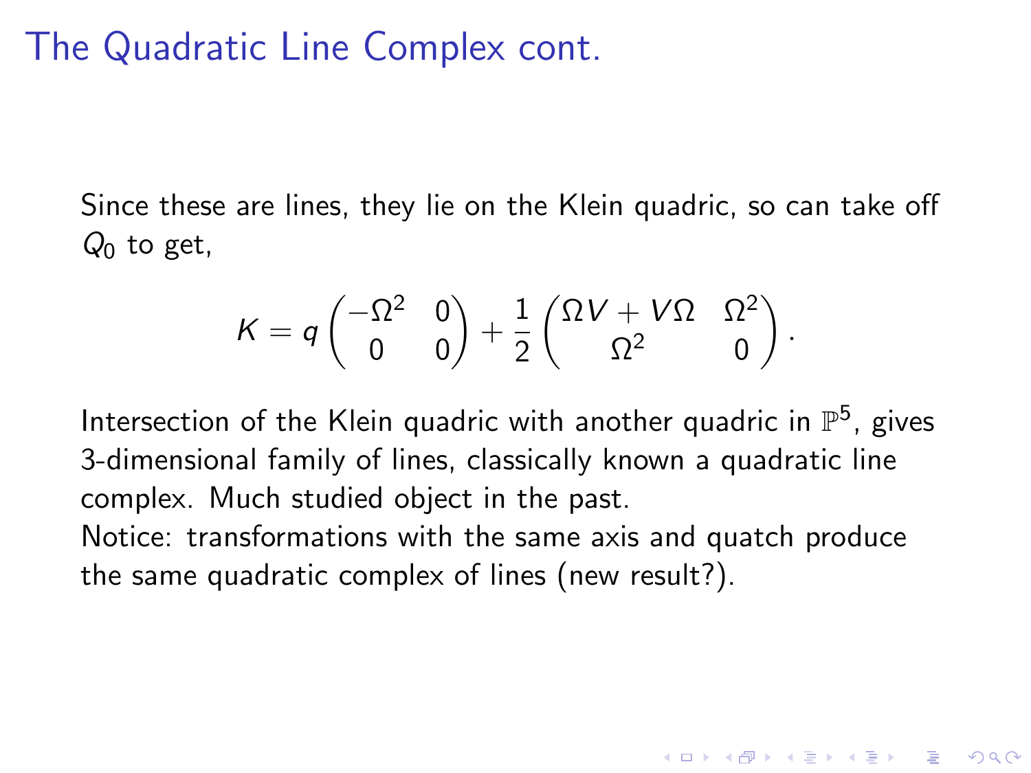# The Quadratic Line Complex cont.

Since these are lines, they lie on the Klein quadric, so can take off $Q_0$ to get,

$$K = q \begin{pmatrix} -\Omega^2 & 0 \\ 0 & 0 \end{pmatrix} + \frac{1}{2} \begin{pmatrix} \Omega V + V\Omega & \Omega^2 \\ \Omega^2 & 0 \end{pmatrix}.$$

Intersection of the Klein quadric with another quadric in $\mathbb{P}^5$, gives 3-dimensional family of lines, classically known a quadratic line complex. Much studied object in the past.

Notice: transformations with the same axis and quatch produce the same quadratic complex of lines (new result?).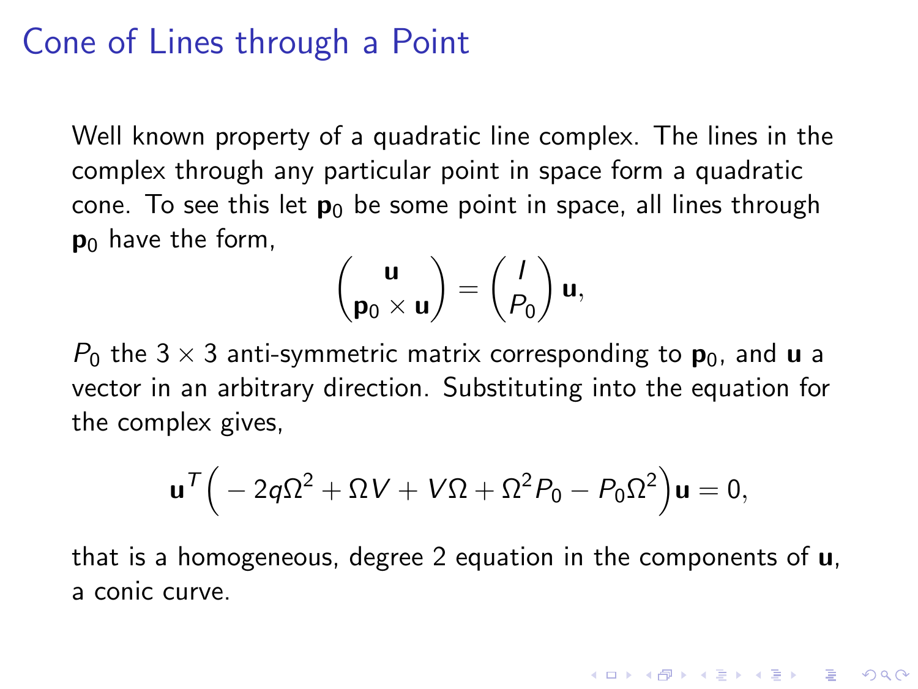# Cone of Lines through a Point

Well known property of a quadratic line complex. The lines in the complex through any particular point in space form a quadratic cone. To see this let $\mathbf{p}_0$ be some point in space, all lines through $\mathbf{p}_0$ have the form,

$$\begin{pmatrix} \mathbf{u} \\ \mathbf{p}_0 \times \mathbf{u} \end{pmatrix} = \begin{pmatrix} I \\ P_0 \end{pmatrix} \mathbf{u},$$

$P_0$ the $3 \times 3$ anti-symmetric matrix corresponding to $\mathbf{p}_0$, and $\mathbf{u}$ a vector in an arbitrary direction. Substituting into the equation for the complex gives,

$$\mathbf{u}^T \Big( -2q\Omega^2 + \Omega V + V\Omega + \Omega^2 P_0 - P_0 \Omega^2 \Big) \mathbf{u} = 0,$$

that is a homogeneous, degree 2 equation in the components of $\mathbf{u}$, a conic curve.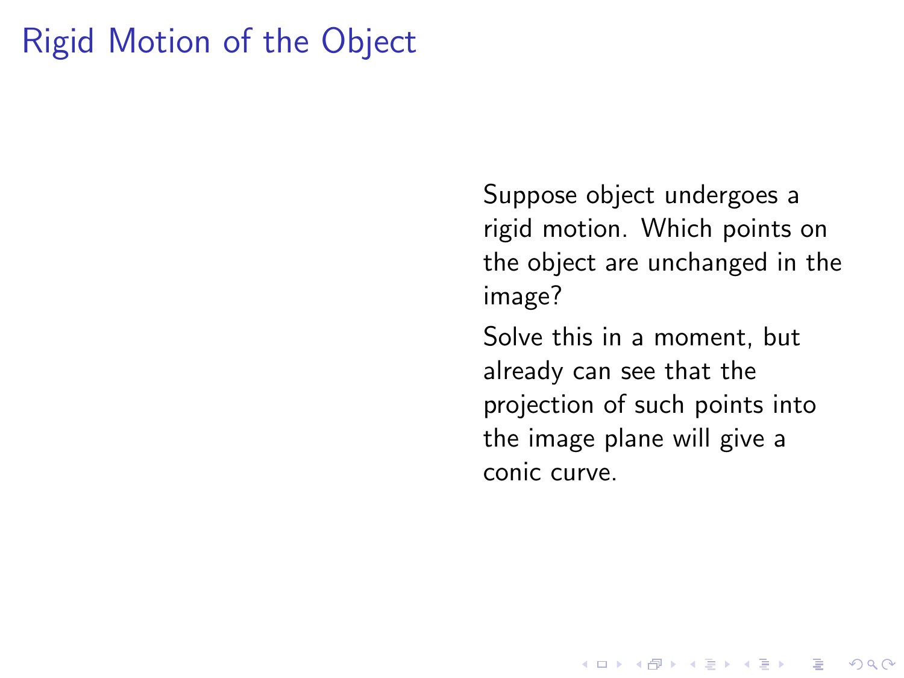# Rigid Motion of the Object

Suppose object undergoes a rigid motion. Which points on the object are unchanged in the image?

Solve this in a moment, but already can see that the projection of such points into the image plane will give a conic curve.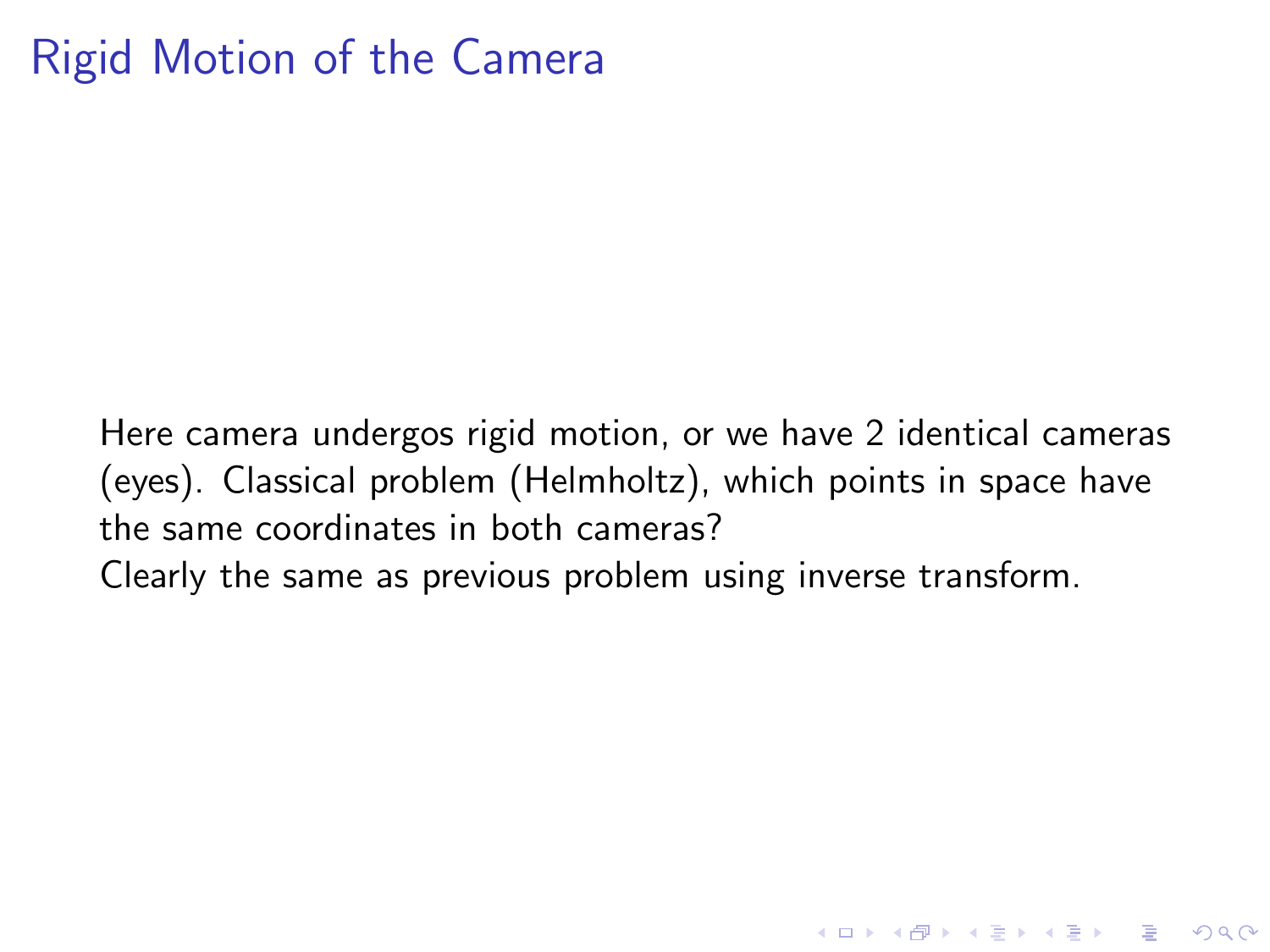# Rigid Motion of the Camera

Here camera undergos rigid motion, or we have 2 identical cameras (eyes). Classical problem (Helmholtz), which points in space have the same coordinates in both cameras?

Clearly the same as previous problem using inverse transform.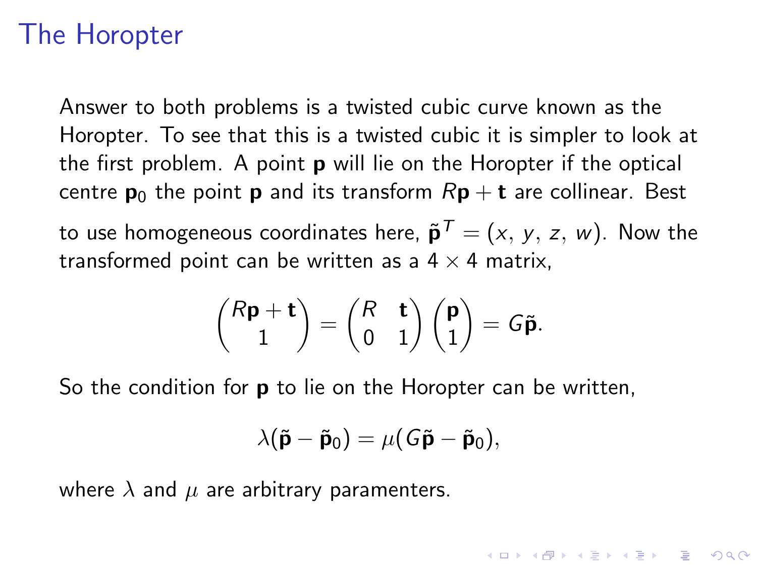# The Horopter

Answer to both problems is a twisted cubic curve known as the Horopter. To see that this is a twisted cubic it is simpler to look at the first problem. A point $\mathbf{p}$ will lie on the Horopter if the optical centre $\mathbf{p}_0$ the point $\mathbf{p}$ and its transform $R\mathbf{p} + \mathbf{t}$ are collinear. Best to use homogeneous coordinates here, $\tilde{\mathbf{p}}^T = (x, y, z, w)$. Now the transformed point can be written as a $4 \times 4$ matrix,

$$\begin{pmatrix} R\mathbf{p} + \mathbf{t} \\ 1 \end{pmatrix} = \begin{pmatrix} R & \mathbf{t} \\ 0 & 1 \end{pmatrix} \begin{pmatrix} \mathbf{p} \\ 1 \end{pmatrix} = G\tilde{\mathbf{p}}.$$

So the condition for $\mathbf{p}$ to lie on the Horopter can be written,

$$\lambda(\tilde{\mathbf{p}} - \tilde{\mathbf{p}}_0) = \mu(G\tilde{\mathbf{p}} - \tilde{\mathbf{p}}_0),$$

where $\lambda$ and $\mu$ are arbitrary paramenters.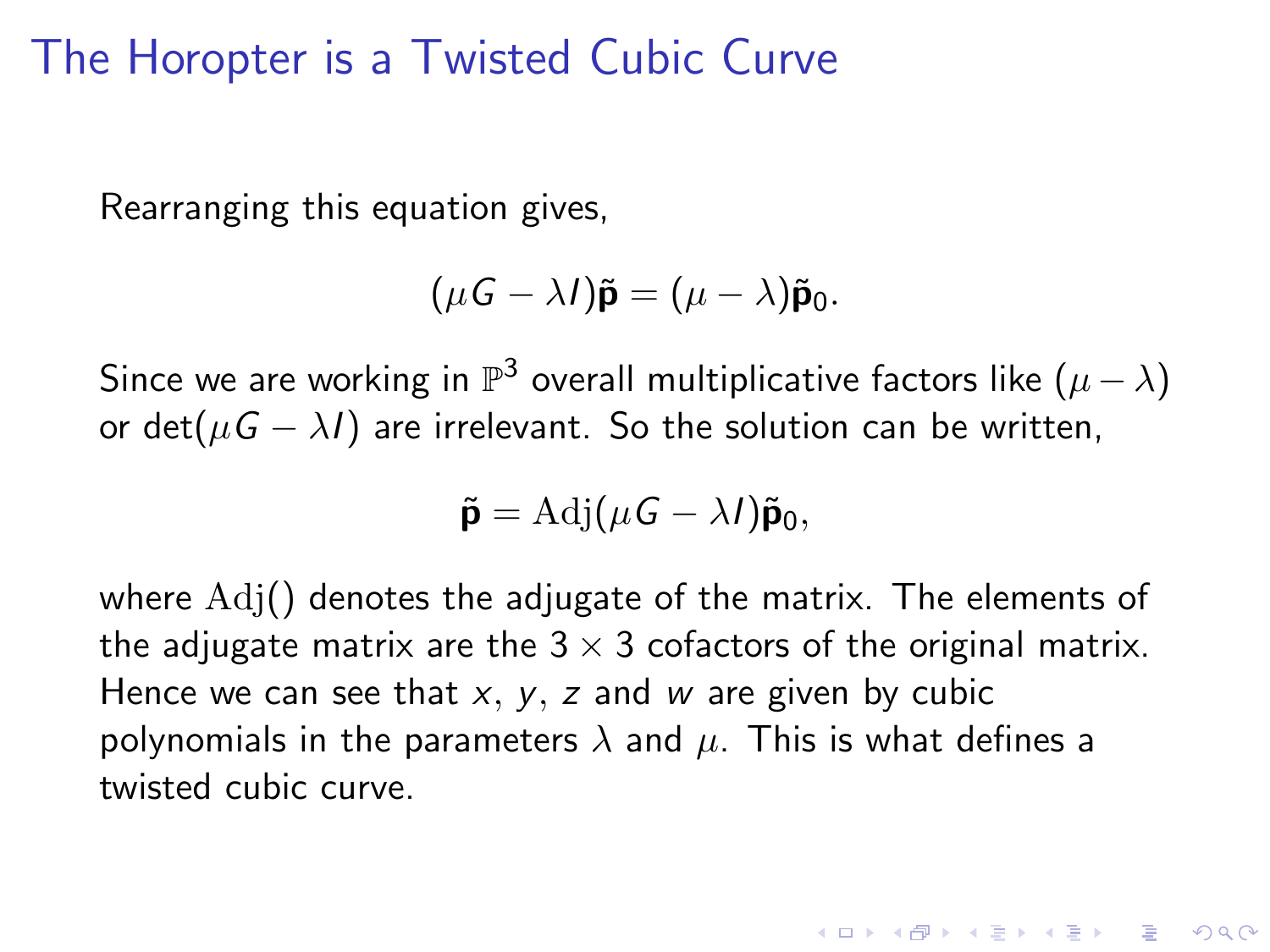# The Horopter is a Twisted Cubic Curve

Rearranging this equation gives,

$$(\mu G - \lambda I)\tilde{\mathbf{p}} = (\mu - \lambda)\tilde{\mathbf{p}}_0.$$

Since we are working in $\mathbb{P}^3$ overall multiplicative factors like $(\mu - \lambda)$ or $\det(\mu G - \lambda I)$ are irrelevant. So the solution can be written,

$$\tilde{\mathbf{p}} = \mathrm{Adj}(\mu G - \lambda I)\tilde{\mathbf{p}}_0,$$

where $\mathrm{Adj}()$ denotes the adjugate of the matrix. The elements of the adjugate matrix are the $3 \times 3$ cofactors of the original matrix. Hence we can see that $x$, $y$, $z$ and $w$ are given by cubic polynomials in the parameters $\lambda$ and $\mu$. This is what defines a twisted cubic curve.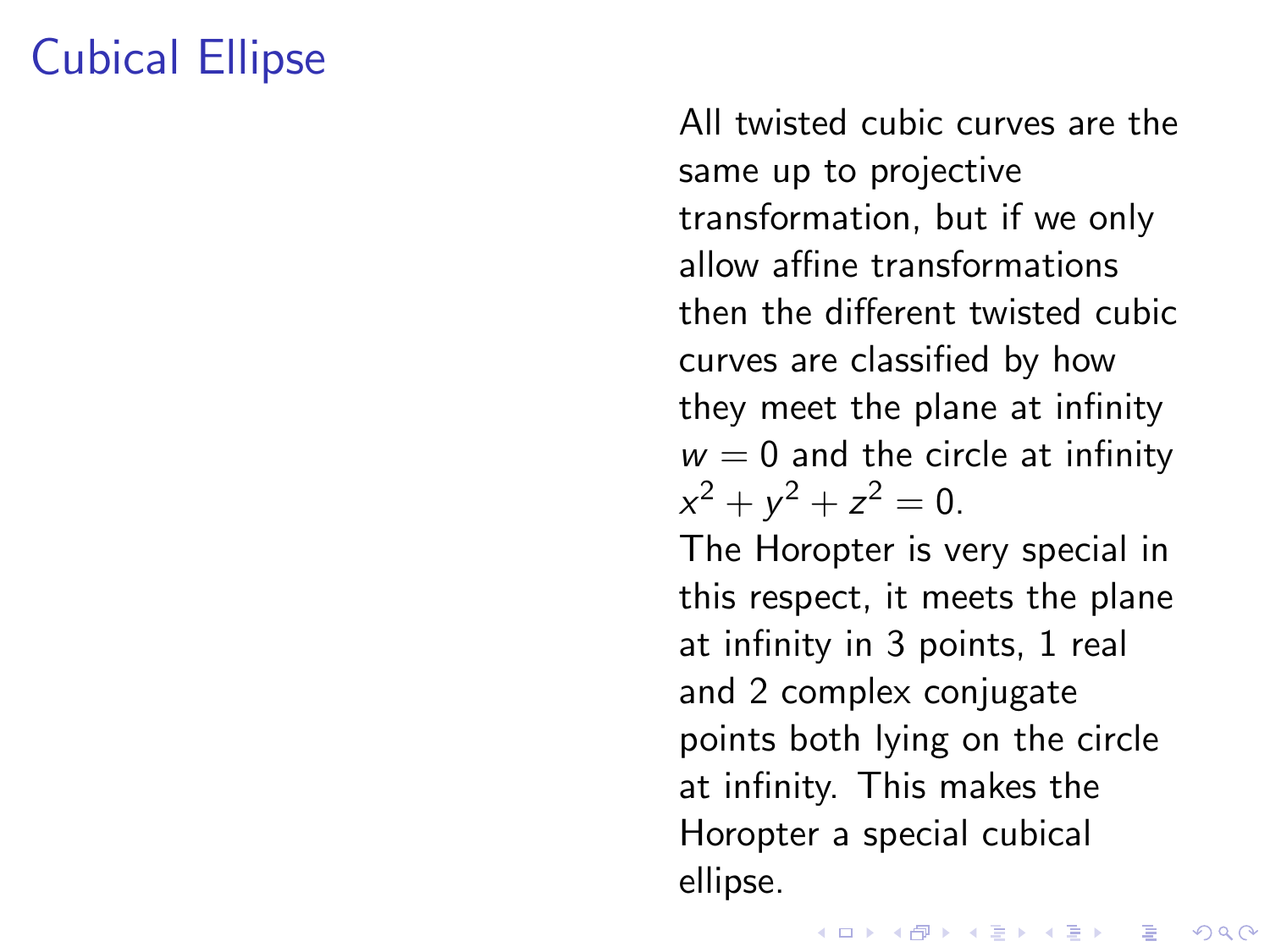# Cubical Ellipse

All twisted cubic curves are the same up to projective transformation, but if we only allow affine transformations then the different twisted cubic curves are classified by how they meet the plane at infinity $w = 0$ and the circle at infinity $x^2 + y^2 + z^2 = 0$.

The Horopter is very special in this respect, it meets the plane at infinity in 3 points, 1 real and 2 complex conjugate points both lying on the circle at infinity. This makes the Horopter a special cubical ellipse.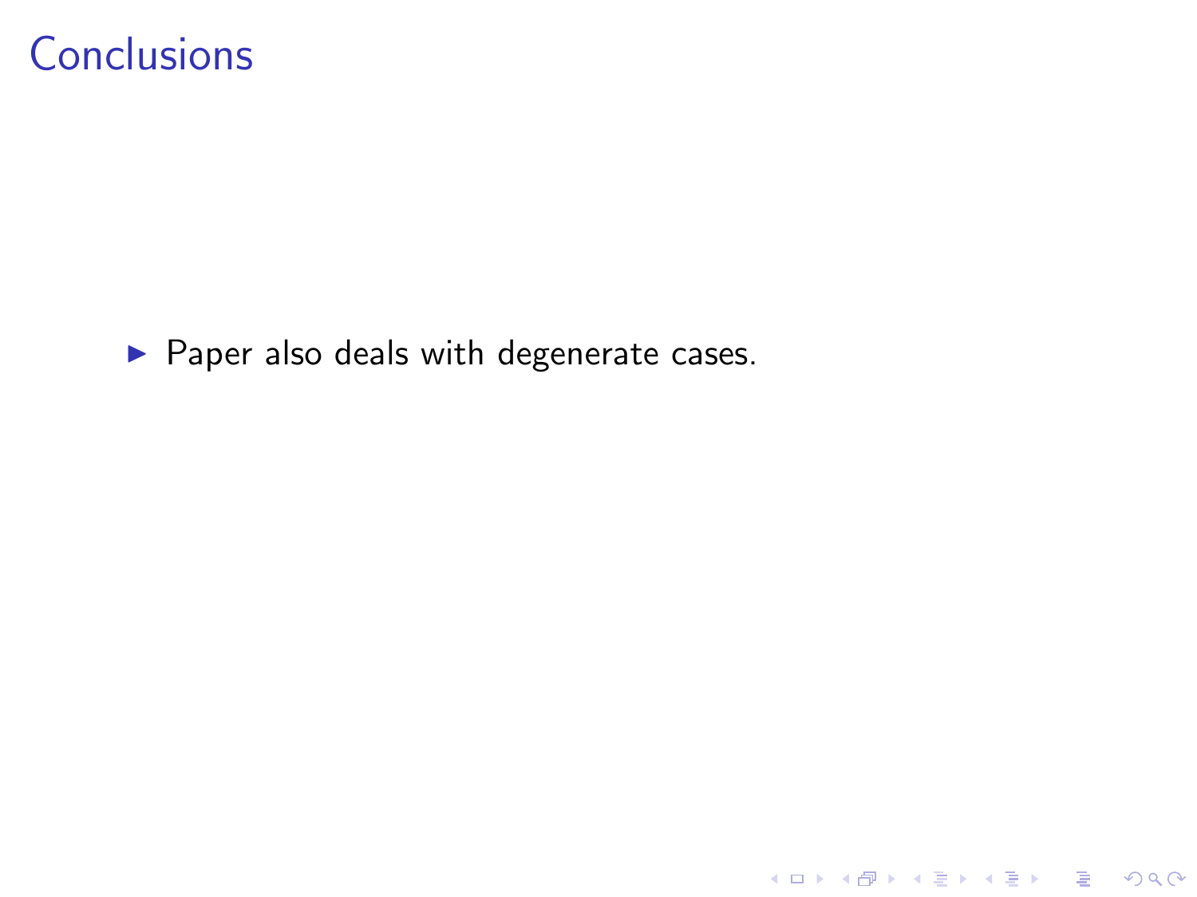# Conclusions

- Paper also deals with degenerate cases.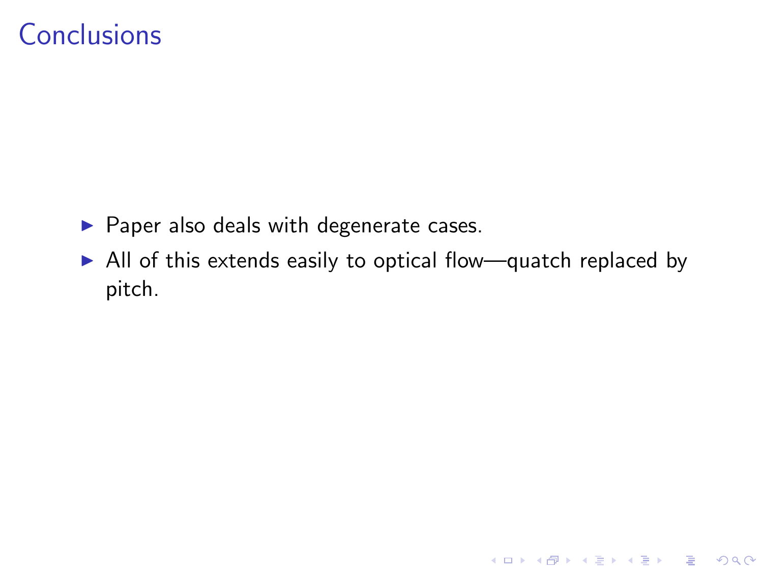# Conclusions

- Paper also deals with degenerate cases.
- All of this extends easily to optical flow—quatch replaced by pitch.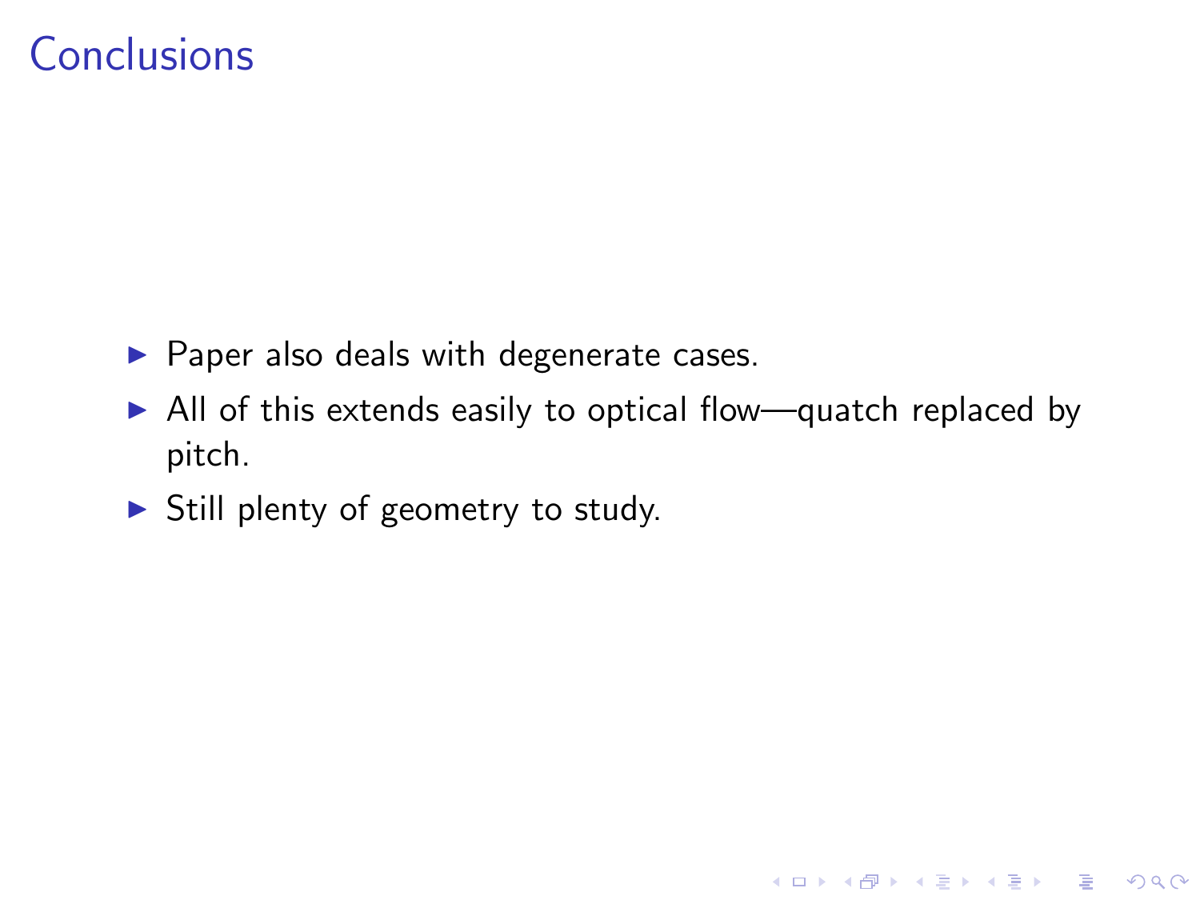# Conclusions

- Paper also deals with degenerate cases.
- All of this extends easily to optical flow—quatch replaced by pitch.
- Still plenty of geometry to study.